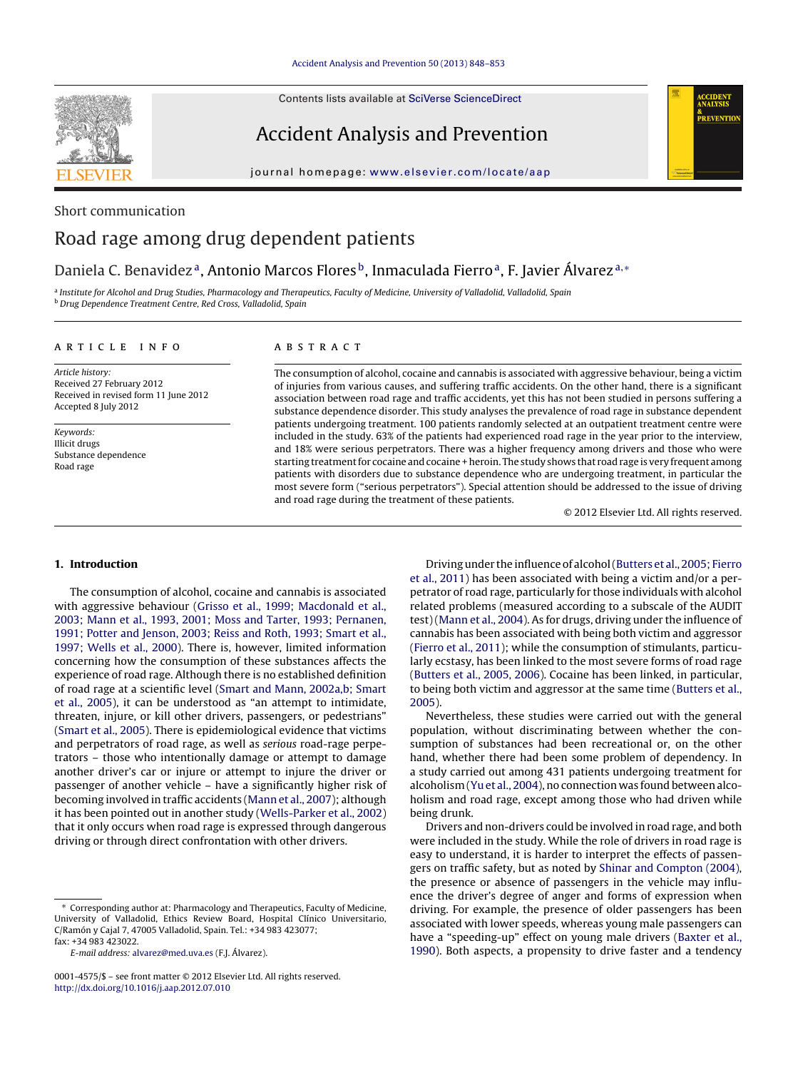Short communication

# Road rage among drug dependent patients

Daniela C. Benavidez[a], Antonio Marcos Flores[b], Inmaculada Fierro[a], F. Javier Álvarez[a,*]

[a] Institute for Alcohol and Drug Studies, Pharmacology and Therapeutics, Faculty of Medicine, University of Valladolid, Valladolid, Spain
[b] Drug Dependence Treatment Centre, Red Cross, Valladolid, Spain

**ARTICLE INFO**

*Article history:*
Received 27 February 2012
Received in revised form 11 June 2012
Accepted 8 July 2012

*Keywords:*
Illicit drugs
Substance dependence
Road rage

**ABSTRACT**

The consumption of alcohol, cocaine and cannabis is associated with aggressive behaviour, being a victim of injuries from various causes, and suffering traffic accidents. On the other hand, there is a significant association between road rage and traffic accidents, yet this has not been studied in persons suffering a substance dependence disorder. This study analyses the prevalence of road rage in substance dependent patients undergoing treatment. 100 patients randomly selected at an outpatient treatment centre were included in the study. 63% of the patients had experienced road rage in the year prior to the interview, and 18% were serious perpetrators. There was a higher frequency among drivers and those who were starting treatment for cocaine and cocaine + heroin. The study shows that road rage is very frequent among patients with disorders due to substance dependence who are undergoing treatment, in particular the most severe form ("serious perpetrators"). Special attention should be addressed to the issue of driving and road rage during the treatment of these patients.

© 2012 Elsevier Ltd. All rights reserved.

## 1. Introduction

The consumption of alcohol, cocaine and cannabis is associated with aggressive behaviour (Grisso et al., 1999; Macdonald et al., 2003; Mann et al., 1993, 2001; Moss and Tarter, 1993; Pernanen, 1991; Potter and Jenson, 2003; Reiss and Roth, 1993; Smart et al., 1997; Wells et al., 2000). There is, however, limited information concerning how the consumption of these substances affects the experience of road rage. Although there is no established definition of road rage at a scientific level (Smart and Mann, 2002a,b; Smart et al., 2005), it can be understood as "an attempt to intimidate, threaten, injure, or kill other drivers, passengers, or pedestrians" (Smart et al., 2005). There is epidemiological evidence that victims and perpetrators of road rage, as well as *serious* road-rage perpetrators – those who intentionally damage or attempt to damage another driver's car or injure or attempt to injure the driver or passenger of another vehicle – have a significantly higher risk of becoming involved in traffic accidents (Mann et al., 2007); although it has been pointed out in another study (Wells-Parker et al., 2002) that it only occurs when road rage is expressed through dangerous driving or through direct confrontation with other drivers.

Driving under the influence of alcohol (Butters et al., 2005; Fierro et al., 2011) has been associated with being a victim and/or a perpetrator of road rage, particularly for those individuals with alcohol related problems (measured according to a subscale of the AUDIT test) (Mann et al., 2004). As for drugs, driving under the influence of cannabis has been associated with being both victim and aggressor (Fierro et al., 2011); while the consumption of stimulants, particularly ecstasy, has been linked to the most severe forms of road rage (Butters et al., 2005, 2006). Cocaine has been linked, in particular, to being both victim and aggressor at the same time (Butters et al., 2005).

Nevertheless, these studies were carried out with the general population, without discriminating between whether the consumption of substances had been recreational or, on the other hand, whether there had been some problem of dependency. In a study carried out among 431 patients undergoing treatment for alcoholism (Yu et al., 2004), no connection was found between alcoholism and road rage, except among those who had driven while being drunk.

Drivers and non-drivers could be involved in road rage, and both were included in the study. While the role of drivers in road rage is easy to understand, it is harder to interpret the effects of passengers on traffic safety, but as noted by Shinar and Compton (2004), the presence or absence of passengers in the vehicle may influence the driver's degree of anger and forms of expression when driving. For example, the presence of older passengers has been associated with lower speeds, whereas young male passengers can have a "speeding-up" effect on young male drivers (Baxter et al., 1990). Both aspects, a propensity to drive faster and a tendency

---

* Corresponding author at: Pharmacology and Therapeutics, Faculty of Medicine, University of Valladolid, Ethics Review Board, Hospital Clínico Universitario, C/Ramón y Cajal 7, 47005 Valladolid, Spain. Tel.: +34 983 423077; fax: +34 983 423022.
*E-mail address:* alvarez@med.uva.es (F.J. Álvarez).

0001-4575/$ – see front matter © 2012 Elsevier Ltd. All rights reserved.
http://dx.doi.org/10.1016/j.aap.2012.07.010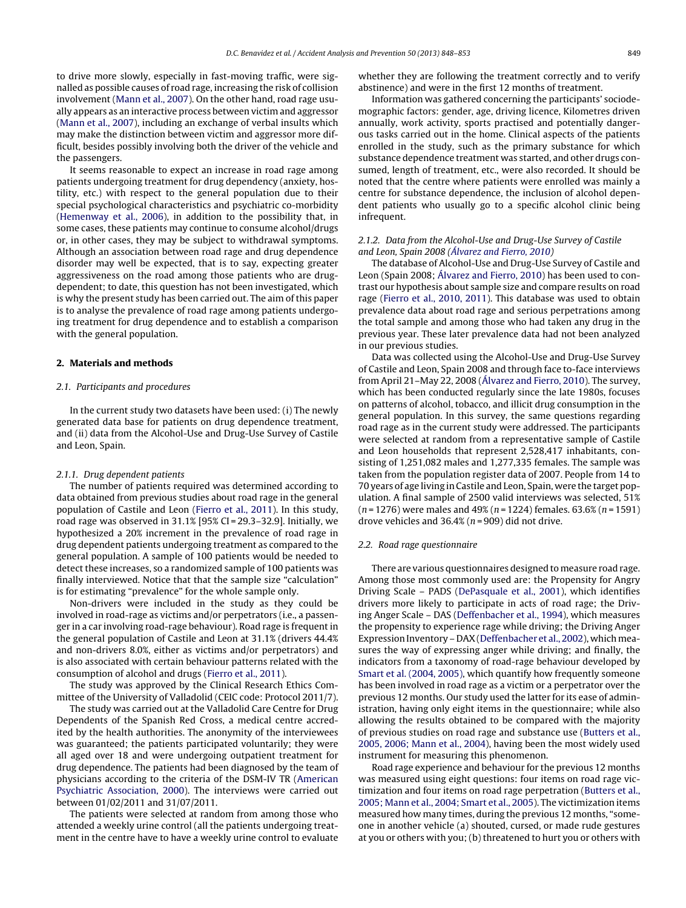to drive more slowly, especially in fast-moving traffic, were signalled as possible causes of road rage, increasing the risk of collision involvement (Mann et al., 2007). On the other hand, road rage usually appears as an interactive process between victim and aggressor (Mann et al., 2007), including an exchange of verbal insults which may make the distinction between victim and aggressor more difficult, besides possibly involving both the driver of the vehicle and the passengers.

It seems reasonable to expect an increase in road rage among patients undergoing treatment for drug dependency (anxiety, hostility, etc.) with respect to the general population due to their special psychological characteristics and psychiatric co-morbidity (Hemenway et al., 2006), in addition to the possibility that, in some cases, these patients may continue to consume alcohol/drugs or, in other cases, they may be subject to withdrawal symptoms. Although an association between road rage and drug dependence disorder may well be expected, that is to say, expecting greater aggressiveness on the road among those patients who are drug-dependent; to date, this question has not been investigated, which is why the present study has been carried out. The aim of this paper is to analyse the prevalence of road rage among patients undergoing treatment for drug dependence and to establish a comparison with the general population.

## 2. Materials and methods

### 2.1. Participants and procedures

In the current study two datasets have been used: (i) The newly generated data base for patients on drug dependence treatment, and (ii) data from the Alcohol-Use and Drug-Use Survey of Castile and Leon, Spain.

#### 2.1.1. Drug dependent patients

The number of patients required was determined according to data obtained from previous studies about road rage in the general population of Castile and Leon (Fierro et al., 2011). In this study, road rage was observed in 31.1% [95% CI = 29.3–32.9]. Initially, we hypothesized a 20% increment in the prevalence of road rage in drug dependent patients undergoing treatment as compared to the general population. A sample of 100 patients would be needed to detect these increases, so a randomized sample of 100 patients was finally interviewed. Notice that that the sample size "calculation" is for estimating "prevalence" for the whole sample only.

Non-drivers were included in the study as they could be involved in road-rage as victims and/or perpetrators (i.e., a passenger in a car involving road-rage behaviour). Road rage is frequent in the general population of Castile and Leon at 31.1% (drivers 44.4% and non-drivers 8.0%, either as victims and/or perpetrators) and is also associated with certain behaviour patterns related with the consumption of alcohol and drugs (Fierro et al., 2011).

The study was approved by the Clinical Research Ethics Committee of the University of Valladolid (CEIC code: Protocol 2011/7).

The study was carried out at the Valladolid Care Centre for Drug Dependents of the Spanish Red Cross, a medical centre accredited by the health authorities. The anonymity of the interviewees was guaranteed; the patients participated voluntarily; they were all aged over 18 and were undergoing outpatient treatment for drug dependence. The patients had been diagnosed by the team of physicians according to the criteria of the DSM-IV TR (American Psychiatric Association, 2000). The interviews were carried out between 01/02/2011 and 31/07/2011.

The patients were selected at random from among those who attended a weekly urine control (all the patients undergoing treatment in the centre have to have a weekly urine control to evaluate whether they are following the treatment correctly and to verify abstinence) and were in the first 12 months of treatment.

Information was gathered concerning the participants' sociodemographic factors: gender, age, driving licence, Kilometres driven annually, work activity, sports practised and potentially dangerous tasks carried out in the home. Clinical aspects of the patients enrolled in the study, such as the primary substance for which substance dependence treatment was started, and other drugs consumed, length of treatment, etc., were also recorded. It should be noted that the centre where patients were enrolled was mainly a centre for substance dependence, the inclusion of alcohol dependent patients who usually go to a specific alcohol clinic being infrequent.

#### 2.1.2. Data from the Alcohol-Use and Drug-Use Survey of Castile and Leon, Spain 2008 (*Álvarez and Fierro, 2010*)

The database of Alcohol-Use and Drug-Use Survey of Castile and Leon (Spain 2008; Álvarez and Fierro, 2010) has been used to contrast our hypothesis about sample size and compare results on road rage (Fierro et al., 2010, 2011). This database was used to obtain prevalence data about road rage and serious perpetrations among the total sample and among those who had taken any drug in the previous year. These later prevalence data had not been analyzed in our previous studies.

Data was collected using the Alcohol-Use and Drug-Use Survey of Castile and Leon, Spain 2008 and through face to-face interviews from April 21–May 22, 2008 (Álvarez and Fierro, 2010). The survey, which has been conducted regularly since the late 1980s, focuses on patterns of alcohol, tobacco, and illicit drug consumption in the general population. In this survey, the same questions regarding road rage as in the current study were addressed. The participants were selected at random from a representative sample of Castile and Leon households that represent 2,528,417 inhabitants, consisting of 1,251,082 males and 1,277,335 females. The sample was taken from the population register data of 2007. People from 14 to 70 years of age living in Castile and Leon, Spain, were the target population. A final sample of 2500 valid interviews was selected, 51% ($n$ = 1276) were males and 49% ($n$ = 1224) females. 63.6% ($n$ = 1591) drove vehicles and 36.4% ($n$ = 909) did not drive.

### 2.2. Road rage questionnaire

There are various questionnaires designed to measure road rage. Among those most commonly used are: the Propensity for Angry Driving Scale – PADS (DePasquale et al., 2001), which identifies drivers more likely to participate in acts of road rage; the Driving Anger Scale – DAS (Deffenbacher et al., 1994), which measures the propensity to experience rage while driving; the Driving Anger Expression Inventory – DAX (Deffenbacher et al., 2002), which measures the way of expressing anger while driving; and finally, the indicators from a taxonomy of road-rage behaviour developed by Smart et al. (2004, 2005), which quantify how frequently someone has been involved in road rage as a victim or a perpetrator over the previous 12 months. Our study used the latter for its ease of administration, having only eight items in the questionnaire; while also allowing the results obtained to be compared with the majority of previous studies on road rage and substance use (Butters et al., 2005, 2006; Mann et al., 2004), having been the most widely used instrument for measuring this phenomenon.

Road rage experience and behaviour for the previous 12 months was measured using eight questions: four items on road rage victimization and four items on road rage perpetration (Butters et al., 2005; Mann et al., 2004; Smart et al., 2005). The victimization items measured how many times, during the previous 12 months, "someone in another vehicle (a) shouted, cursed, or made rude gestures at you or others with you; (b) threatened to hurt you or others with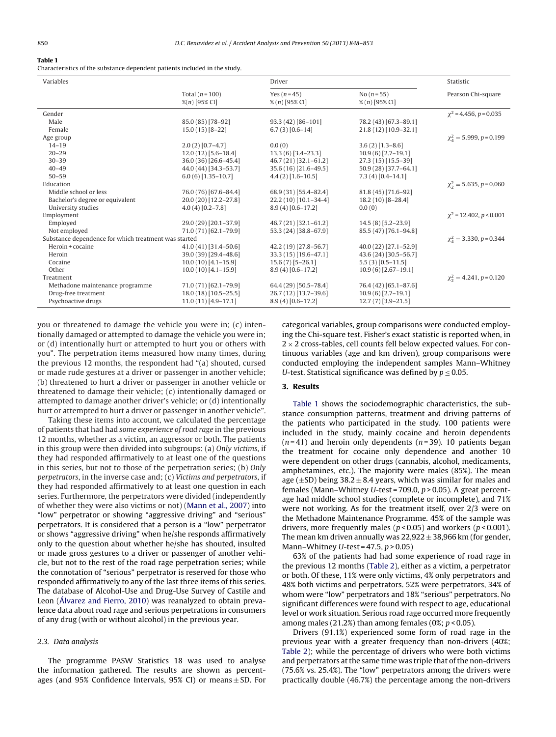**Table 1**
Characteristics of the substance dependent patients included in the study.

| Variables | Total (n = 100) %(n) [95% CI] | Driver | | Statistic |
|---|---|---|---|---|
| | | Yes (n = 45) % (n) [95% CI] | No (n = 55) % (n) [95% CI] | Pearson Chi-square |
| Gender | | | | $\chi^2 = 4.456, p = 0.035$ |
| Male | 85.0 (85) [78–92] | 93.3 (42) [86–101] | 78.2 (43) [67.3–89.1] | |
| Female | 15.0 (15) [8–22] | 6.7 (3) [0.6–14] | 21.8 (12) [10.9–32.1] | |
| Age group | | | | $\chi^2_4 = 5.999, p = 0.199$ |
| 14–19 | 2.0 (2) [0.7–4.7] | 0.0 (0) | 3.6 (2) [1.3–8.6] | |
| 20–29 | 12.0 (12) [5.6–18.4] | 13.3 (6) [3.4–23.3] | 10.9 (6) [2.7–19.1] | |
| 30–39 | 36.0 (36) [26.6–45.4] | 46.7 (21) [32.1–61.2] | 27.3 (15) [15.5–39] | |
| 40–49 | 44.0 (44) [34.3–53.7] | 35.6 (16) [21.6–49.5] | 50.9 (28) [37.7–64.1] | |
| 50–59 | 6.0 (6) [1.35–10.7] | 4.4 (2) [1.6–10.5] | 7.3 (4) [0.4–14.1] | |
| Education | | | | $\chi^2_2 = 5.635, p = 0.060$ |
| Middle school or less | 76.0 (76) [67.6–84.4] | 68.9 (31) [55.4–82.4] | 81.8 (45) [71.6–92] | |
| Bachelor's degree or equivalent | 20.0 (20) [12.2–27.8] | 22.2 (10) [10.1–34–4] | 18.2 (10) [8–28.4] | |
| University studies | 4.0 (4) [0.2–7.8] | 8.9 (4) [0.6–17.2] | 0.0 (0) | |
| Employment | | | | $\chi^2 = 12.402, p < 0.001$ |
| Employed | 29.0 (29) [20.1–37.9] | 46.7 (21) [32.1–61.2] | 14.5 (8) [5.2–23.9] | |
| Not employed | 71.0 (71) [62.1–79.9] | 53.3 (24) [38.8–67.9] | 85.5 (47) [76.1–94.8] | |
| Substance dependence for which treatment was started | | | | $\chi^2_4 = 3.330, p = 0.344$ |
| Heroin + cocaine | 41.0 (41) [31.4–50.6] | 42.2 (19) [27.8–56.7] | 40.0 (22) [27.1–52.9] | |
| Heroin | 39.0 (39) [29.4–48.6] | 33.3 (15) [19.6–47.1] | 43.6 (24) [30.5–56.7] | |
| Cocaine | 10.0 (10) [4.1–15.9] | 15.6 (7) [5–26.1] | 5.5 (3) [0.5–11.5] | |
| Other | 10.0 (10) [4.1–15.9] | 8.9 (4) [0.6–17.2] | 10.9 (6) [2.67–19.1] | |
| Treatment | | | | $\chi^2_2 = 4.241, p = 0.120$ |
| Methadone maintenance programme | 71.0 (71) [62.1–79.9] | 64.4 (29) [50.5–78.4] | 76.4 (42) [65.1–87.6] | |
| Drug-free treatment | 18.0 (18) [10.5–25.5] | 26.7 (12) [13.7–39.6] | 10.9 (6) [2.7–19.1] | |
| Psychoactive drugs | 11.0 (11) [4.9–17.1] | 8.9 (4) [0.6–17.2] | 12.7 (7) [3.9–21.5] | |

you or threatened to damage the vehicle you were in; (c) intentionally damaged or attempted to damage the vehicle you were in; or (d) intentionally hurt or attempted to hurt you or others with you". The perpetration items measured how many times, during the previous 12 months, the respondent had "(a) shouted, cursed or made rude gestures at a driver or passenger in another vehicle; (b) threatened to hurt a driver or passenger in another vehicle or threatened to damage their vehicle; (c) intentionally damaged or attempted to damage another driver's vehicle; or (d) intentionally hurt or attempted to hurt a driver or passenger in another vehicle".

Taking these items into account, we calculated the percentage of patients that had had *some experience of road rage* in the previous 12 months, whether as a victim, an aggressor or both. The patients in this group were then divided into subgroups: (a) *Only victims*, if they had responded affirmatively to at least one of the questions in this series, but not to those of the perpetration series; (b) *Only perpetrators*, in the inverse case and; (c) *Victims and perpetrators*, if they had responded affirmatively to at least one question in each series. Furthermore, the perpetrators were divided (independently of whether they were also victims or not) (Mann et al., 2007) into "low" perpetrator or showing "aggressive driving" and "serious" perpetrators. It is considered that a person is a "low" perpetrator or shows "aggressive driving" when he/she responds affirmatively only to the question about whether he/she has shouted, insulted or made gross gestures to a driver or passenger of another vehicle, but not to the rest of the road rage perpetration series; while the connotation of "serious" perpetrator is reserved for those who responded affirmatively to any of the last three items of this series. The database of Alcohol-Use and Drug-Use Survey of Castile and Leon (Álvarez and Fierro, 2010) was reanalyzed to obtain prevalence data about road rage and serious perpetrations in consumers of any drug (with or without alcohol) in the previous year.

### 2.3. Data analysis

The programme PASW Statistics 18 was used to analyse the information gathered. The results are shown as percentages (and 95% Confidence Intervals, 95% CI) or means ± SD. For categorical variables, group comparisons were conducted employing the Chi-square test. Fisher's exact statistic is reported when, in 2 × 2 cross-tables, cell counts fell below expected values. For continuous variables (age and km driven), group comparisons were conducted employing the independent samples Mann–Whitney *U*-test. Statistical significance was defined by $p \leq 0.05$.

## 3. Results

Table 1 shows the sociodemographic characteristics, the substance consumption patterns, treatment and driving patterns of the patients who participated in the study. 100 patients were included in the study, mainly cocaine and heroin dependents ($n = 41$) and heroin only dependents ($n = 39$). 10 patients began the treatment for cocaine only dependence and another 10 were dependent on other drugs (cannabis, alcohol, medicaments, amphetamines, etc.). The majority were males (85%). The mean age (±SD) being 38.2 ± 8.4 years, which was similar for males and females (Mann–Whitney *U*-test = 709.0, $p > 0.05$). A great percentage had middle school studies (complete or incomplete), and 71% were not working. As for the treatment itself, over 2/3 were on the Methadone Maintenance Programme. 45% of the sample was drivers, more frequently males ($p < 0.05$) and workers ($p < 0.001$). The mean km driven annually was 22,922 ± 38,966 km (for gender, Mann–Whitney *U*-test = 47.5, $p > 0.05$)

63% of the patients had had some experience of road rage in the previous 12 months (Table 2), either as a victim, a perpetrator or both. Of these, 11% were only victims, 4% only perpetrators and 48% both victims and perpetrators. 52% were perpetrators, 34% of whom were "low" perpetrators and 18% "serious" perpetrators. No significant differences were found with respect to age, educational level or work situation. Serious road rage occurred more frequently among males (21.2%) than among females (0%; $p < 0.05$).

Drivers (91.1%) experienced some form of road rage in the previous year with a greater frequency than non-drivers (40%; Table 2); while the percentage of drivers who were both victims and perpetrators at the same time was triple that of the non-drivers (75.6% vs. 25.4%). The "low" perpetrators among the drivers were practically double (46.7%) the percentage among the non-drivers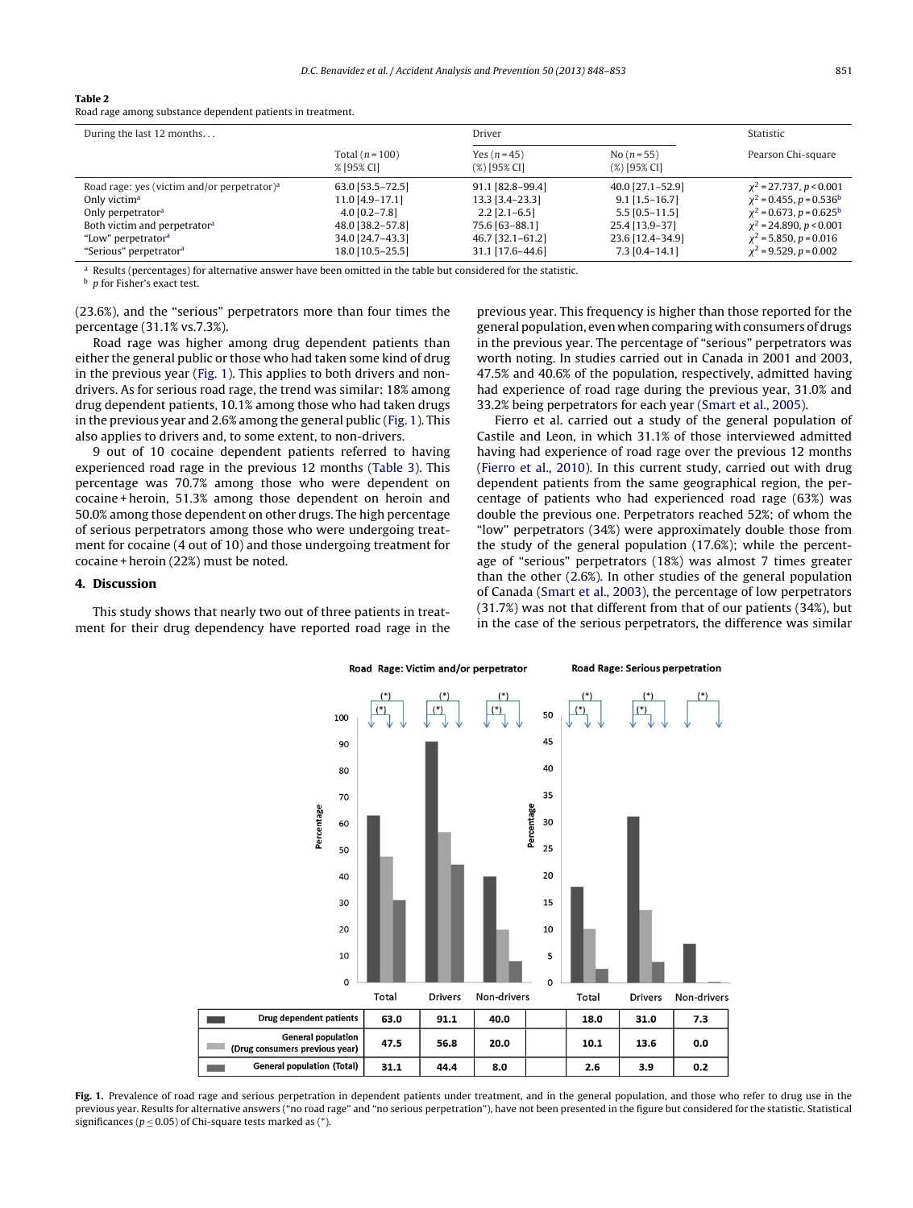**Table 2**
Road rage among substance dependent patients in treatment.

| During the last 12 months. . . | Total ($n = 100$) % [95% CI] | Driver Yes ($n = 45$) (%) [95% CI] | Driver No ($n = 55$) (%) [95% CI] | Statistic Pearson Chi-square |
|---|---|---|---|---|
| Road rage: yes (victim and/or perpetrator)[a] | 63.0 [53.5–72.5] | 91.1 [82.8–99.4] | 40.0 [27.1–52.9] | $\chi^2 = 27.737$, $p < 0.001$ |
| Only victim[a] | 11.0 [4.9–17.1] | 13.3 [3.4–23.3] | 9.1 [1.5–16.7] | $\chi^2 = 0.455$, $p = 0.536$[b] |
| Only perpetrator[a] | 4.0 [0.2–7.8] | 2.2 [2.1–6.5] | 5.5 [0.5–11.5] | $\chi^2 = 0.673$, $p = 0.625$[b] |
| Both victim and perpetrator[a] | 48.0 [38.2–57.8] | 75.6 [63–88.1] | 25.4 [13.9–37] | $\chi^2 = 24.890$, $p < 0.001$ |
| “Low” perpetrator[a] | 34.0 [24.7–43.3] | 46.7 [32.1–61.2] | 23.6 [12.4–34.9] | $\chi^2 = 5.850$, $p = 0.016$ |
| “Serious” perpetrator[a] | 18.0 [10.5–25.5] | 31.1 [17.6–44.6] | 7.3 [0.4–14.1] | $\chi^2 = 9.529$, $p = 0.002$ |

[a] Results (percentages) for alternative answer have been omitted in the table but considered for the statistic.
[b] $p$ for Fisher's exact test.

(23.6%), and the “serious” perpetrators more than four times the percentage (31.1% vs.7.3%).

Road rage was higher among drug dependent patients than either the general public or those who had taken some kind of drug in the previous year (Fig. 1). This applies to both drivers and non-drivers. As for serious road rage, the trend was similar: 18% among drug dependent patients, 10.1% among those who had taken drugs in the previous year and 2.6% among the general public (Fig. 1). This also applies to drivers and, to some extent, to non-drivers.

9 out of 10 cocaine dependent patients referred to having experienced road rage in the previous 12 months (Table 3). This percentage was 70.7% among those who were dependent on cocaine + heroin, 51.3% among those dependent on heroin and 50.0% among those dependent on other drugs. The high percentage of serious perpetrators among those who were undergoing treatment for cocaine (4 out of 10) and those undergoing treatment for cocaine + heroin (22%) must be noted.

## 4. Discussion

This study shows that nearly two out of three patients in treatment for their drug dependency have reported road rage in the previous year. This frequency is higher than those reported for the general population, even when comparing with consumers of drugs in the previous year. The percentage of “serious” perpetrators was worth noting. In studies carried out in Canada in 2001 and 2003, 47.5% and 40.6% of the population, respectively, admitted having had experience of road rage during the previous year, 31.0% and 33.2% being perpetrators for each year (Smart et al., 2005).

Fierro et al. carried out a study of the general population of Castile and Leon, in which 31.1% of those interviewed admitted having had experience of road rage over the previous 12 months (Fierro et al., 2010). In this current study, carried out with drug dependent patients from the same geographical region, the percentage of patients who had experienced road rage (63%) was double the previous one. Perpetrators reached 52%; of whom the “low” perpetrators (34%) were approximately double those from the study of the general population (17.6%); while the percentage of “serious” perpetrators (18%) was almost 7 times greater than the other (2.6%). In other studies of the general population of Canada (Smart et al., 2003), the percentage of low perpetrators (31.7%) was not that different from that of our patients (34%), but in the case of the serious perpetrators, the difference was similar

| | Road Rage: Victim and/or perpetrator – Total | Drivers | Non-drivers | | Road Rage: Serious perpetration – Total | Drivers | Non-drivers |
|---|---|---|---|---|---|---|---|
| Drug dependent patients | 63.0 | 91.1 | 40.0 | | 18.0 | 31.0 | 7.3 |
| General population (Drug consumers previous year) | 47.5 | 56.8 | 20.0 | | 10.1 | 13.6 | 0.0 |
| General population (Total) | 31.1 | 44.4 | 8.0 | | 2.6 | 3.9 | 0.2 |

**Fig. 1.** Prevalence of road rage and serious perpetration in dependent patients under treatment, and in the general population, and those who refer to drug use in the previous year. Results for alternative answers (“no road rage” and “no serious perpetration”), have not been presented in the figure but considered for the statistic. Statistical significances ($p \leq 0.05$) of Chi-square tests marked as (*).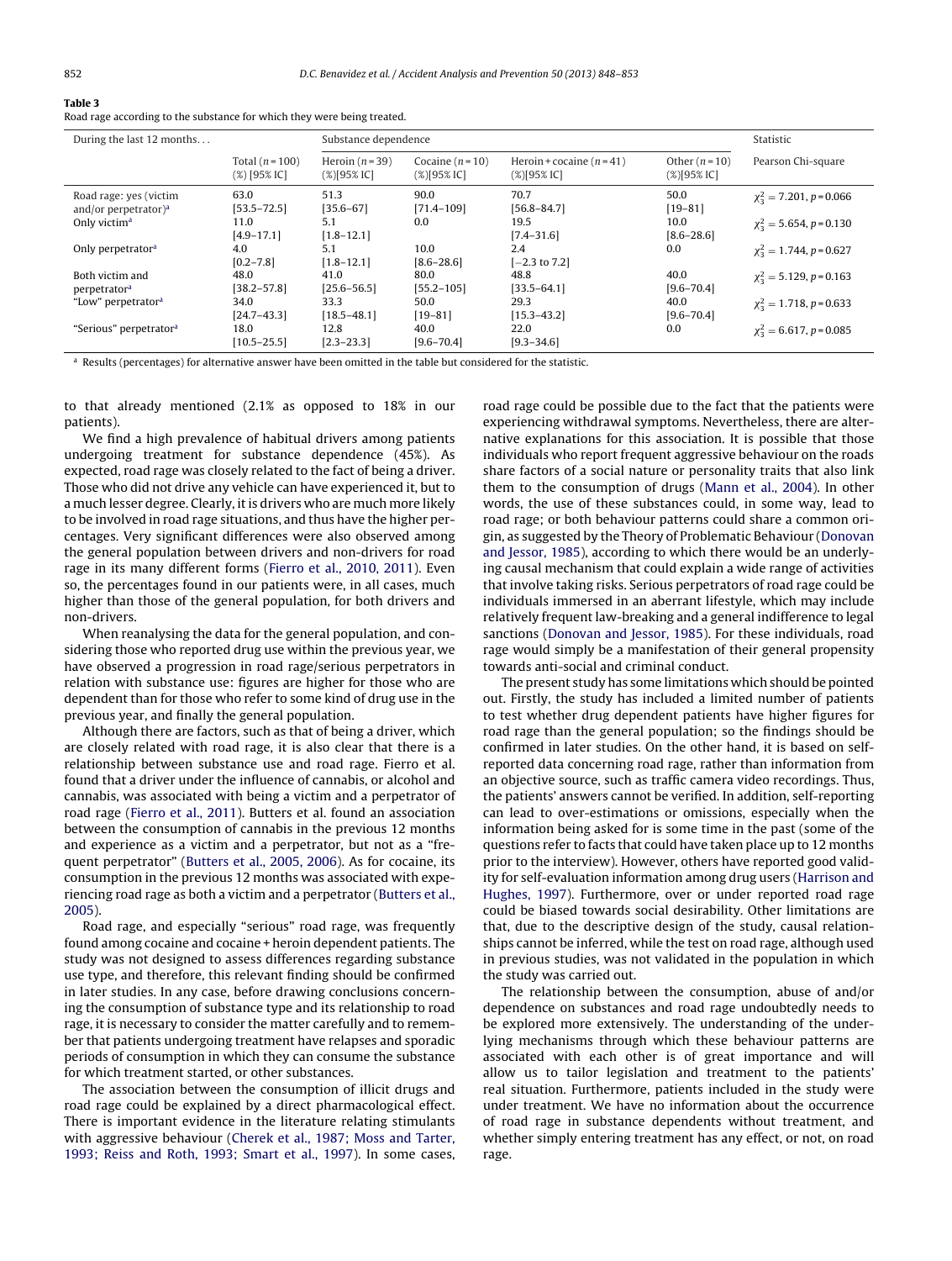**Table 3**
Road rage according to the substance for which they were being treated.

| During the last 12 months... | | Substance dependence | | | | Statistic |
|---|---|---|---|---|---|---|
| | Total ($n = 100$) (%) [95% IC] | Heroin ($n = 39$) (%)[95% IC] | Cocaine ($n = 10$) (%)[95% IC] | Heroin + cocaine ($n = 41$) (%)[95% IC] | Other ($n = 10$) (%)[95% IC] | Pearson Chi-square |
| Road rage: yes (victim and/or perpetrator)[a] | 63.0 [53.5–72.5] | 51.3 [35.6–67] | 90.0 [71.4–109] | 70.7 [56.8–84.7] | 50.0 [19–81] | $\chi^2_3 = 7.201$, $p = 0.066$ |
| Only victim[a] | 11.0 [4.9–17.1] | 5.1 [1.8–12.1] | 0.0 | 19.5 [7.4–31.6] | 10.0 [8.6–28.6] | $\chi^2_3 = 5.654$, $p = 0.130$ |
| Only perpetrator[a] | 4.0 [0.2–7.8] | 5.1 [1.8–12.1] | 10.0 [8.6–28.6] | 2.4 [−2.3 to 7.2] | 0.0 | $\chi^2_3 = 1.744$, $p = 0.627$ |
| Both victim and perpetrator[a] | 48.0 [38.2–57.8] | 41.0 [25.6–56.5] | 80.0 [55.2–105] | 48.8 [33.5–64.1] | 40.0 [9.6–70.4] | $\chi^2_3 = 5.129$, $p = 0.163$ |
| "Low" perpetrator[a] | 34.0 [24.7–43.3] | 33.3 [18.5–48.1] | 50.0 [19–81] | 29.3 [15.3–43.2] | 40.0 [9.6–70.4] | $\chi^2_3 = 1.718$, $p = 0.633$ |
| "Serious" perpetrator[a] | 18.0 [10.5–25.5] | 12.8 [2.3–23.3] | 40.0 [9.6–70.4] | 22.0 [9.3–34.6] | 0.0 | $\chi^2_3 = 6.617$, $p = 0.085$ |

[a] Results (percentages) for alternative answer have been omitted in the table but considered for the statistic.

to that already mentioned (2.1% as opposed to 18% in our patients).

We find a high prevalence of habitual drivers among patients undergoing treatment for substance dependence (45%). As expected, road rage was closely related to the fact of being a driver. Those who did not drive any vehicle can have experienced it, but to a much lesser degree. Clearly, it is drivers who are much more likely to be involved in road rage situations, and thus have the higher percentages. Very significant differences were also observed among the general population between drivers and non-drivers for road rage in its many different forms (Fierro et al., 2010, 2011). Even so, the percentages found in our patients were, in all cases, much higher than those of the general population, for both drivers and non-drivers.

When reanalysing the data for the general population, and considering those who reported drug use within the previous year, we have observed a progression in road rage/serious perpetrators in relation with substance use: figures are higher for those who are dependent than for those who refer to some kind of drug use in the previous year, and finally the general population.

Although there are factors, such as that of being a driver, which are closely related with road rage, it is also clear that there is a relationship between substance use and road rage. Fierro et al. found that a driver under the influence of cannabis, or alcohol and cannabis, was associated with being a victim and a perpetrator of road rage (Fierro et al., 2011). Butters et al. found an association between the consumption of cannabis in the previous 12 months and experience as a victim and a perpetrator, but not as a "frequent perpetrator" (Butters et al., 2005, 2006). As for cocaine, its consumption in the previous 12 months was associated with experiencing road rage as both a victim and a perpetrator (Butters et al., 2005).

Road rage, and especially "serious" road rage, was frequently found among cocaine and cocaine + heroin dependent patients. The study was not designed to assess differences regarding substance use type, and therefore, this relevant finding should be confirmed in later studies. In any case, before drawing conclusions concerning the consumption of substance type and its relationship to road rage, it is necessary to consider the matter carefully and to remember that patients undergoing treatment have relapses and sporadic periods of consumption in which they can consume the substance for which treatment started, or other substances.

The association between the consumption of illicit drugs and road rage could be explained by a direct pharmacological effect. There is important evidence in the literature relating stimulants with aggressive behaviour (Cherek et al., 1987; Moss and Tarter, 1993; Reiss and Roth, 1993; Smart et al., 1997). In some cases, road rage could be possible due to the fact that the patients were experiencing withdrawal symptoms. Nevertheless, there are alternative explanations for this association. It is possible that those individuals who report frequent aggressive behaviour on the roads share factors of a social nature or personality traits that also link them to the consumption of drugs (Mann et al., 2004). In other words, the use of these substances could, in some way, lead to road rage; or both behaviour patterns could share a common origin, as suggested by the Theory of Problematic Behaviour (Donovan and Jessor, 1985), according to which there would be an underlying causal mechanism that could explain a wide range of activities that involve taking risks. Serious perpetrators of road rage could be individuals immersed in an aberrant lifestyle, which may include relatively frequent law-breaking and a general indifference to legal sanctions (Donovan and Jessor, 1985). For these individuals, road rage would simply be a manifestation of their general propensity towards anti-social and criminal conduct.

The present study has some limitations which should be pointed out. Firstly, the study has included a limited number of patients to test whether drug dependent patients have higher figures for road rage than the general population; so the findings should be confirmed in later studies. On the other hand, it is based on self-reported data concerning road rage, rather than information from an objective source, such as traffic camera video recordings. Thus, the patients' answers cannot be verified. In addition, self-reporting can lead to over-estimations or omissions, especially when the information being asked for is some time in the past (some of the questions refer to facts that could have taken place up to 12 months prior to the interview). However, others have reported good validity for self-evaluation information among drug users (Harrison and Hughes, 1997). Furthermore, over or under reported road rage could be biased towards social desirability. Other limitations are that, due to the descriptive design of the study, causal relationships cannot be inferred, while the test on road rage, although used in previous studies, was not validated in the population in which the study was carried out.

The relationship between the consumption, abuse of and/or dependence on substances and road rage undoubtedly needs to be explored more extensively. The understanding of the underlying mechanisms through which these behaviour patterns are associated with each other is of great importance and will allow us to tailor legislation and treatment to the patients' real situation. Furthermore, patients included in the study were under treatment. We have no information about the occurrence of road rage in substance dependents without treatment, and whether simply entering treatment has any effect, or not, on road rage.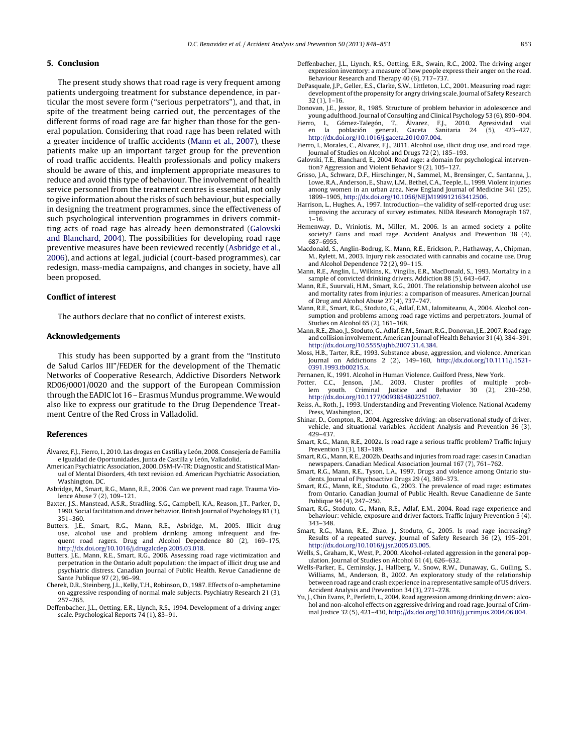## 5. Conclusion

The present study shows that road rage is very frequent among patients undergoing treatment for substance dependence, in particular the most severe form ("serious perpetrators"), and that, in spite of the treatment being carried out, the percentages of the different forms of road rage are far higher than those for the general population. Considering that road rage has been related with a greater incidence of traffic accidents (Mann et al., 2007), these patients make up an important target group for the prevention of road traffic accidents. Health professionals and policy makers should be aware of this, and implement appropriate measures to reduce and avoid this type of behaviour. The involvement of health service personnel from the treatment centres is essential, not only to give information about the risks of such behaviour, but especially in designing the treatment programmes, since the effectiveness of such psychological intervention programmes in drivers committing acts of road rage has already been demonstrated (Galovski and Blanchard, 2004). The possibilities for developing road rage preventive measures have been reviewed recently (Asbridge et al., 2006), and actions at legal, judicial (court-based programmes), car redesign, mass-media campaigns, and changes in society, have all been proposed.

## Conflict of interest

The authors declare that no conflict of interest exists.

## Acknowledgements

This study has been supported by a grant from the "Instituto de Salud Carlos III"/FEDER for the development of the Thematic Networks of Cooperative Research, Addictive Disorders Network RD06/0001/0020 and the support of the European Commission through the EADIC lot 16 – Erasmus Mundus programme. We would also like to express our gratitude to the Drug Dependence Treatment Centre of the Red Cross in Valladolid.

## References

Álvarez, F.J., Fierro, I., 2010. Las drogas en Castilla y León, 2008. Consejería de Familia e Igualdad de Oportunidades, Junta de Castilla y León, Valladolid.

American Psychiatric Association, 2000. DSM-IV-TR: Diagnostic and Statistical Manual of Mental Disorders, 4th text revision ed. American Psychiatric Association, Washington, DC.

Asbridge, M., Smart, R.G., Mann, R.E., 2006. Can we prevent road rage. Trauma Violence Abuse 7 (2), 109–121.

Baxter, J.S., Manstead, A.S.R., Stradling, S.G., Campbell, K.A., Reason, J.T., Parker, D., 1990. Social facilitation and driver behavior. British Journal of Psychology 81 (3), 351–360.

Butters, J.E., Smart, R.G., Mann, R.E., Asbridge, M., 2005. Illicit drug use, alcohol use and problem drinking among infrequent and frequent road ragers. Drug and Alcohol Dependence 80 (2), 169–175, http://dx.doi.org/10.1016/j.drugalcdep.2005.03.018.

Butters, J.E., Mann, R.E., Smart, R.G., 2006. Assessing road rage victimization and perpetration in the Ontario adult population: the impact of illicit drug use and psychiatric distress. Canadian Journal of Public Health. Revue Canadienne de Sante Publique 97 (2), 96–99.

Cherek, D.R., Steinberg, J.L., Kelly, T.H., Robinson, D., 1987. Effects of D-amphetamine on aggressive responding of normal male subjects. Psychiatry Research 21 (3), 257–265.

Deffenbacher, J.L., Oetting, E.R., Liynch, R.S., 1994. Development of a driving anger scale. Psychological Reports 74 (1), 83–91.

Deffenbacher, J.L., Liynch, R.S., Oetting, E.R., Swain, R.C., 2002. The driving anger expression inventory: a measure of how people express their anger on the road. Behaviour Research and Therapy 40 (6), 717–737.

DePasquale, J.P., Geller, E.S., Clarke, S.W., Littleton, L.C., 2001. Measuring road rage: development of the propensity for angry driving scale. Journal of Safety Research 32 (1), 1–16.

Donovan, J.E., Jessor, R., 1985. Structure of problem behavior in adolescence and young adulthood. Journal of Consulting and Clinical Psychology 53 (6), 890–904.

Fierro, I., Gómez-Talegón, T., Álvarez, F.J., 2010. Agresividad vial en la población general. Gaceta Sanitaria 24 (5), 423–427, http://dx.doi.org/10.1016/j.gaceta.2010.07.004.

Fierro, I., Morales, C., Alvarez, F.J., 2011. Alcohol use, illicit drug use, and road rage. Journal of Studies on Alcohol and Drugs 72 (2), 185–193.

Galovski, T.E., Blanchard, E., 2004. Road rage: a domain for psychological intervention? Aggression and Violent Behavior 9 (2), 105–127.

Grisso, J.A., Schwarz, D.F., Hirschinger, N., Sammel, M., Brensinger, C., Santanna, J., Lowe, R.A., Anderson, E., Shaw, L.M., Bethel, C.A., Teeple, L., 1999. Violent injuries among women in an urban area. New England Journal of Medicine 341 (25), 1899–1905, http://dx.doi.org/10.1056/NEJM199912163412506.

Harrison, L., Hughes, A., 1997. Introduction—the validity of self-reported drug use: improving the accuracy of survey estimates. NIDA Research Monograph 167, 1–16.

Hemenway, D., Vriniotis, M., Miller, M., 2006. Is an armed society a polite society? Guns and road rage. Accident Analysis and Prevention 38 (4), 687–6955.

Macdonald, S., Anglin-Bodrug, K., Mann, R.E., Erickson, P., Hathaway, A., Chipman, M., Rylett, M., 2003. Injury risk associated with cannabis and cocaine use. Drug and Alcohol Dependence 72 (2), 99–115.

Mann, R.E., Anglin, L., Wilkins, K., Vingilis, E.R., MacDonald, S., 1993. Mortality in a sample of convicted drinking drivers. Addiction 88 (5), 643–647.

Mann, R.E., Suurvali, H.M., Smart, R.G., 2001. The relationship between alcohol use and mortality rates from injuries: a comparison of measures. American Journal of Drug and Alcohol Abuse 27 (4), 737–747.

Mann, R.E., Smart, R.G., Stoduto, G., Adlaf, E.M., Ialomiteanu, A., 2004. Alcohol consumption and problems among road rage victims and perpetrators. Journal of Studies on Alcohol 65 (2), 161–168.

Mann, R.E., Zhao, J., Stoduto, G., Adlaf, E.M., Smart, R.G., Donovan, J.E., 2007. Road rage and collision involvement. American Journal of Health Behavior 31 (4), 384–391, http://dx.doi.org/10.5555/ajhb.2007.31.4.384.

Moss, H.B., Tarter, R.E., 1993. Substance abuse, aggression, and violence. American Journal on Addictions 2 (2), 149–160, http://dx.doi.org/10.1111/j.1521-0391.1993.tb00215.x.

Pernanen, K., 1991. Alcohol in Human Violence. Guilford Press, New York.

Potter, C.C., Jenson, J.M., 2003. Cluster profiles of multiple problem youth. Criminal Justice and Behavior 30 (2), 230–250, http://dx.doi.org/10.1177/0093854802251007.

Reiss, A., Roth, J., 1993. Understanding and Preventing Violence. National Academy Press, Washington, DC.

Shinar, D., Compton, R., 2004. Aggressive driving: an observational study of driver, vehicle, and situational variables. Accident Analysis and Prevention 36 (3), 429–437.

Smart, R.G., Mann, R.E., 2002a. Is road rage a serious traffic problem? Traffic Injury Prevention 3 (3), 183–189.

Smart, R.G., Mann, R.E., 2002b. Deaths and injuries from road rage: cases in Canadian newspapers. Canadian Medical Association Journal 167 (7), 761–762.

Smart, R.G., Mann, R.E., Tyson, L.A., 1997. Drugs and violence among Ontario students. Journal of Psychoactive Drugs 29 (4), 369–373.

Smart, R.G., Mann, R.E., Stoduto, G., 2003. The prevalence of road rage: estimates from Ontario. Canadian Journal of Public Health. Revue Canadienne de Sante Publique 94 (4), 247–250.

Smart, R.G., Stoduto, G., Mann, R.E., Adlaf, E.M., 2004. Road rage experience and behaviour: vehicle, exposure and driver factors. Traffic Injury Prevention 5 (4), 343–348.

Smart, R.G., Mann, R.E., Zhao, J., Stoduto, G., 2005. Is road rage increasing? Results of a repeated survey. Journal of Safety Research 36 (2), 195–201, http://dx.doi.org/10.1016/j.jsr.2005.03.005.

Wells, S., Graham, K., West, P., 2000. Alcohol-related aggression in the general population. Journal of Studies on Alcohol 61 (4), 626–632.

Wells-Parker, E., Ceminsky, J., Hallberg, V., Snow, R.W., Dunaway, G., Guiling, S., Williams, M., Anderson, B., 2002. An exploratory study of the relationship between road rage and crash experience in a representative sample of US drivers. Accident Analysis and Prevention 34 (3), 271–278.

Yu, J., Chin Evans, P., Perfetti, L., 2004. Road aggression among drinking drivers: alcohol and non-alcohol effects on aggressive driving and road rage. Journal of Criminal Justice 32 (5), 421–430, http://dx.doi.org/10.1016/j.jcrimjus.2004.06.004.